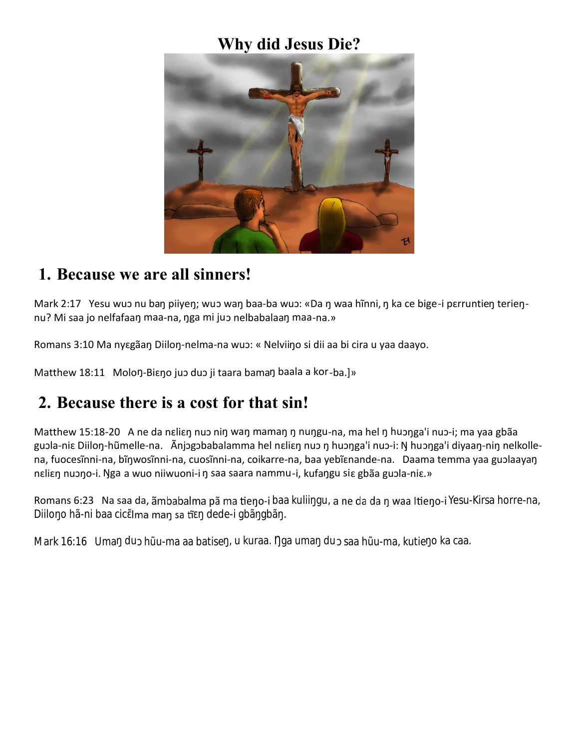# Why did Jesus Die?

## 1. Because we are all sinners!

Mark 2:17 Yesu wuɔ nu baŋ piiyeŋ; wuɔ waŋ baa-ba wuɔ: «Da ŋ waa hĩnni, ŋ ka ce bige-i pɛrruntieŋ terieŋ-nu? Mi saa jo nelfafaaŋ maa-na, ŋga mi juɔ nelbabalaaŋ maa-na.»

Romans 3:10 Ma nyɛgãaŋ Diiloŋ-nelma-na wuɔ: « Nelviiŋo si dii aa bi cira u yaa daayo.

Matthew 18:11 Moloŋ-Biɛŋo juɔ duɔ ji taara bamaŋ baala a kor-ba.]»

## 2. Because there is a cost for that sin!

Matthew 15:18-20 A ne da nɛliɛŋ nuɔ niŋ waŋ mamaŋ ŋ nuŋgu-na, ma hel ŋ huɔŋga'i nuɔ-i; ma yaa gbãa guɔla-niɛ Diiloŋ-hũmelle-na. Ãnjɔgɔbabalamma hel nɛliɛŋ nuɔ ŋ huɔŋga'i nuɔ-i: Ŋ huɔŋga'i diyaaŋ-niŋ nelkolle-na, fuocesĩnni-na, bĩŋwosĩnni-na, cuosĩnni-na, coikarre-na, baa yebĩɛnande-na. Daama temma yaa guɔlaayaŋ nɛliɛŋ nuɔŋo-i. Ŋga a wuo niiwuoni-i ŋ saa saara nammu-i, kufaŋgu siɛ gbãa guɔla-niɛ.»

Romans 6:23 Na saa da, ãmbabalma pã ma tieŋo-i baa kuliiŋgu, a ne da da ŋ waa Itieŋo-i Yesu-Kirsa horre-na, Diiloŋo hã-ni baa cicɛ̃lma maŋ sa tĩɛŋ dede-i gbãŋgbãŋ.

Mark 16:16 Umaŋ duɔ hũu-ma aa batiseŋ, u kuraa. Ŋga umaŋ duɔ saa hũu-ma, kutieŋo ka caa.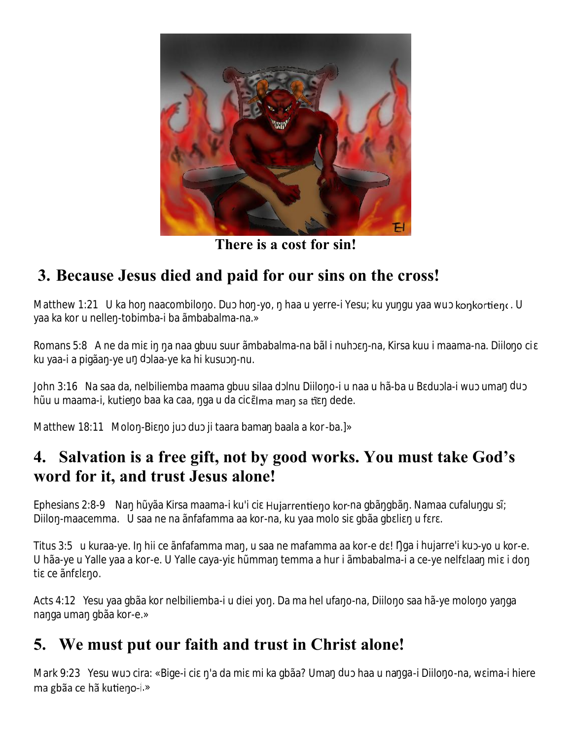There is a cost for sin!

## 3. Because Jesus died and paid for our sins on the cross!

Matthew 1:21 U ka hoŋ naacombiloŋo. Duɔ hoŋ-yo, ŋ haa u yerre-i Yesu; ku yuŋgu yaa wuɔ koŋkortieŋɔ. U yaa ka kor u nelleŋ-tobimba-i ba ãmbabalma-na.»

Romans 5:8 A ne da miɛ iŋ ŋa naa gbuu suur ãmbabalma-na bãl i nuhɔɛŋ-na, Kirsa kuu i maama-na. Diiloŋo ciɛ ku yaa-i a pigãaŋ-ye uŋ dɔlaa-ye ka hi kusuɔŋ-nu.

John 3:16 Na saa da, nelbiliemba maama gbuu silaa dɔlnu Diiloŋo-i u naa u hã-ba u Bɛduɔla-i wuɔ umaŋ duɔ hũu u maama-i, kutieŋo baa ka caa, ŋga u da cicɛ̃lma maŋ sa tĩɛŋ dede.

Matthew 18:11 Moloŋ-Biɛŋo juɔ duɔ ji taara bamaŋ baala a kor-ba.]»

## 4. Salvation is a free gift, not by good works. You must take God's word for it, and trust Jesus alone!

Ephesians 2:8-9 Naŋ hũyãa Kirsa maama-i ku'i ciɛ Hujarrentieŋo kor-na gbãŋgbãŋ. Namaa cufaluŋgu sĩ; Diiloŋ-maacemma. U saa ne na ãnfafamma aa kor-na, ku yaa molo siɛ gbãa gbɛliɛŋ u fɛrɛ.

Titus 3:5 u kuraa-ye. Iŋ hii ce ãnfafamma maŋ, u saa ne mafamma aa kor-e dɛ! Ŋga i hujarre'i kuɔ-yo u kor-e. U hãa-ye u Yalle yaa a kor-e. U Yalle caya-yiɛ hũmmaŋ temma a hur i ãmbabalma-i a ce-ye nelfɛlaaŋ miɛ i doŋ tiɛ ce ãnfɛlɛŋo.

Acts 4:12 Yesu yaa gbãa kor nelbiliemba-i u diei yoŋ. Da ma hel ufaŋo-na, Diiloŋo saa hã-ye moloŋo yaŋga naŋga umaŋ gbãa kor-e.»

## 5. We must put our faith and trust in Christ alone!

Mark 9:23 Yesu wuɔ cira: «Bige-i ciɛ ŋ'a da miɛ mi ka gbãa? Umaŋ duɔ haa u naŋga-i Diiloŋo-na, wɛima-i hiere ma gbãa ce hã kutieŋo-i.»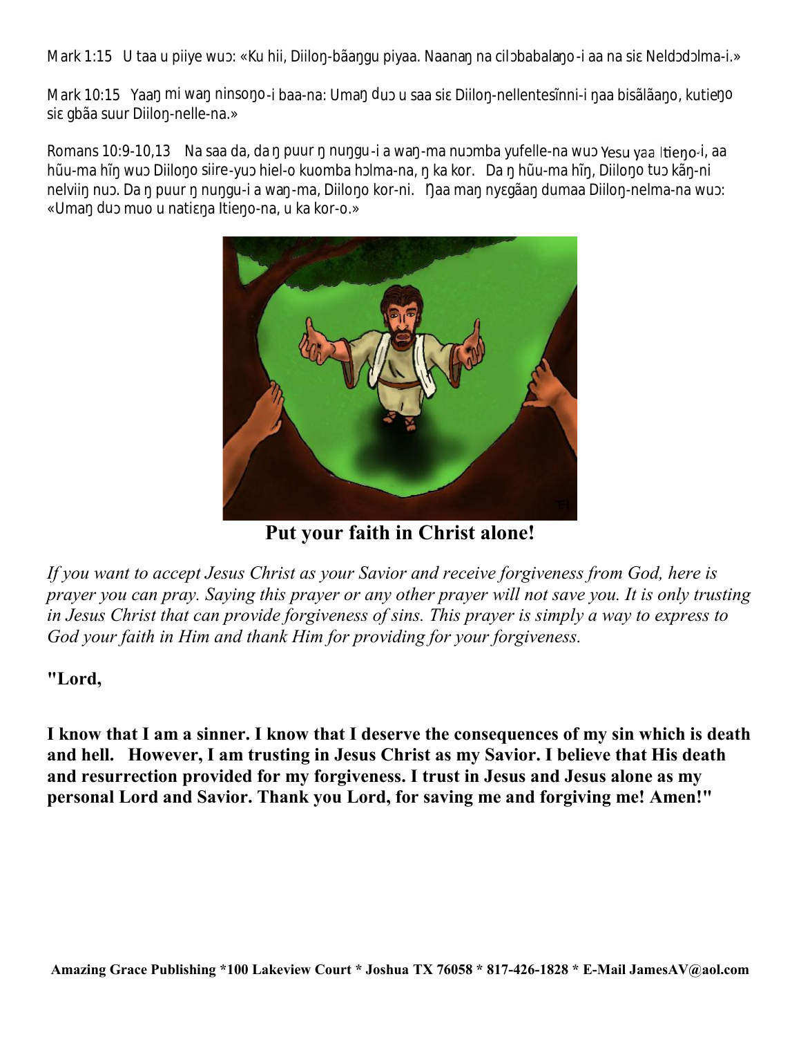Mark 1:15 U taa u piiye wuɔ: «Ku hii, Diiloŋ-bãaŋgu piyaa. Naanaŋ na cilɔbabalaŋo-i aa na siɛ Neldɔdɔlma-i.»

Mark 10:15 Yaaŋ mi waŋ ninsoŋo-i baa-na: Umaŋ duɔ u saa siɛ Diiloŋ-nellentesĩnni-i ŋaa bisãlãaŋo, kutieŋo siɛ gbãa suur Diiloŋ-nelle-na.»

Romans 10:9-10,13 Na saa da, da ŋ puur ŋ nuŋgu-i a waŋ-ma nuɔmba yufelle-na wuɔ Yesu yaa Itieŋo-i, aa hũu-ma hĩŋ wuɔ Diiloŋo siire-yuɔ hiel-o kuomba hɔlma-na, ŋ ka kor. Da ŋ hũu-ma hĩŋ, Diiloŋo tuɔ kãŋ-ni nelviiŋ nuɔ. Da ŋ puur ŋ nuŋgu-i a waŋ-ma, Diiloŋo kor-ni. Ŋaa maŋ nyɛgãaŋ dumaa Diiloŋ-nelma-na wuɔ: «Umaŋ duɔ muo u natiɛŋa Itieŋo-na, u ka kor-o.»

**Put your faith in Christ alone!**

*If you want to accept Jesus Christ as your Savior and receive forgiveness from God, here is prayer you can pray. Saying this prayer or any other prayer will not save you. It is only trusting in Jesus Christ that can provide forgiveness of sins. This prayer is simply a way to express to God your faith in Him and thank Him for providing for your forgiveness.*

**"Lord,**

**I know that I am a sinner. I know that I deserve the consequences of my sin which is death and hell. However, I am trusting in Jesus Christ as my Savior. I believe that His death and resurrection provided for my forgiveness. I trust in Jesus and Jesus alone as my personal Lord and Savior. Thank you Lord, for saving me and forgiving me! Amen!"**

**Amazing Grace Publishing *100 Lakeview Court * Joshua TX 76058 * 817-426-1828 * E-Mail JamesAV@aol.com**